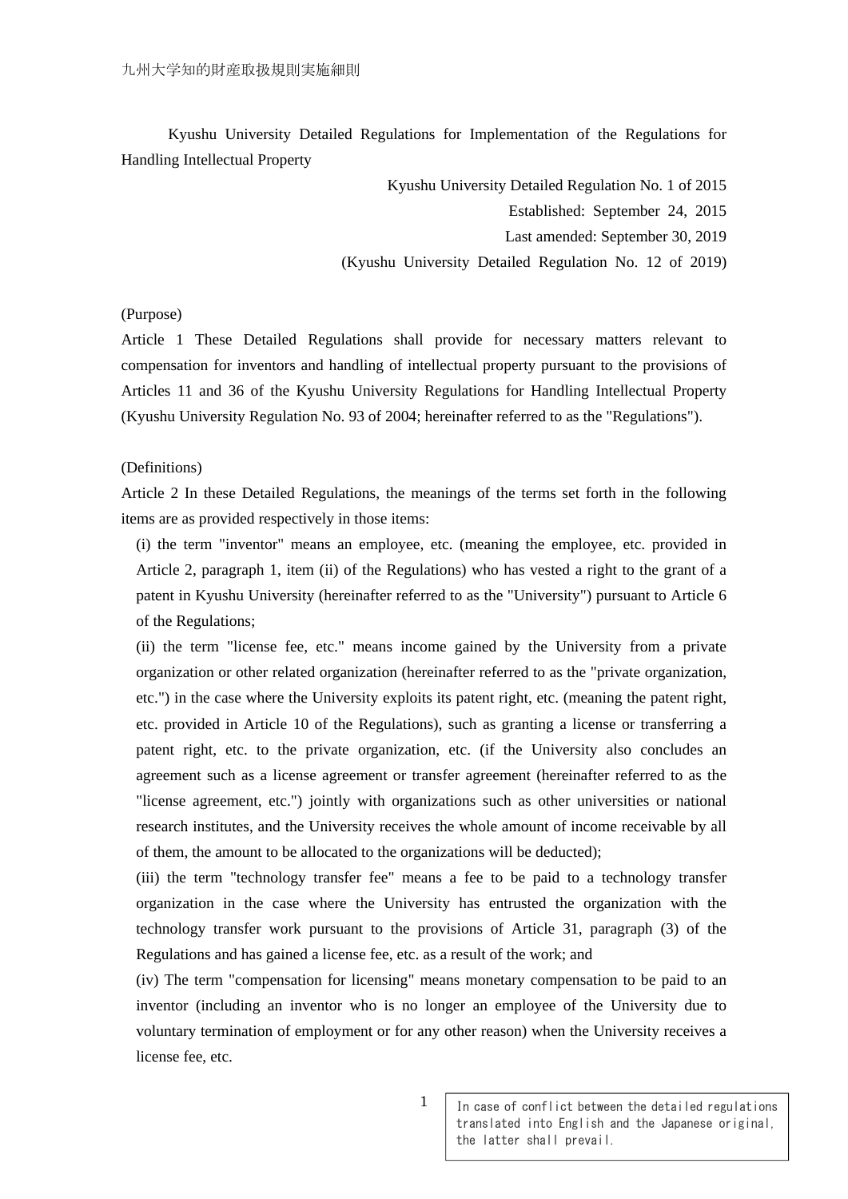Kyushu University Detailed Regulations for Implementation of the Regulations for Handling Intellectual Property

Kyushu University Detailed Regulation No. 1 of 2015
Established: September 24, 2015
Last amended: September 30, 2019
(Kyushu University Detailed Regulation No. 12 of 2019)

(Purpose)

Article 1 These Detailed Regulations shall provide for necessary matters relevant to compensation for inventors and handling of intellectual property pursuant to the provisions of Articles 11 and 36 of the Kyushu University Regulations for Handling Intellectual Property (Kyushu University Regulation No. 93 of 2004; hereinafter referred to as the "Regulations").

(Definitions)

Article 2 In these Detailed Regulations, the meanings of the terms set forth in the following items are as provided respectively in those items:

(i) the term "inventor" means an employee, etc. (meaning the employee, etc. provided in Article 2, paragraph 1, item (ii) of the Regulations) who has vested a right to the grant of a patent in Kyushu University (hereinafter referred to as the "University") pursuant to Article 6 of the Regulations;

(ii) the term "license fee, etc." means income gained by the University from a private organization or other related organization (hereinafter referred to as the "private organization, etc.") in the case where the University exploits its patent right, etc. (meaning the patent right, etc. provided in Article 10 of the Regulations), such as granting a license or transferring a patent right, etc. to the private organization, etc. (if the University also concludes an agreement such as a license agreement or transfer agreement (hereinafter referred to as the "license agreement, etc.") jointly with organizations such as other universities or national research institutes, and the University receives the whole amount of income receivable by all of them, the amount to be allocated to the organizations will be deducted);

(iii) the term "technology transfer fee" means a fee to be paid to a technology transfer organization in the case where the University has entrusted the organization with the technology transfer work pursuant to the provisions of Article 31, paragraph (3) of the Regulations and has gained a license fee, etc. as a result of the work; and

(iv) The term "compensation for licensing" means monetary compensation to be paid to an inventor (including an inventor who is no longer an employee of the University due to voluntary termination of employment or for any other reason) when the University receives a license fee, etc.

In case of conflict between the detailed regulations translated into English and the Japanese original, the latter shall prevail.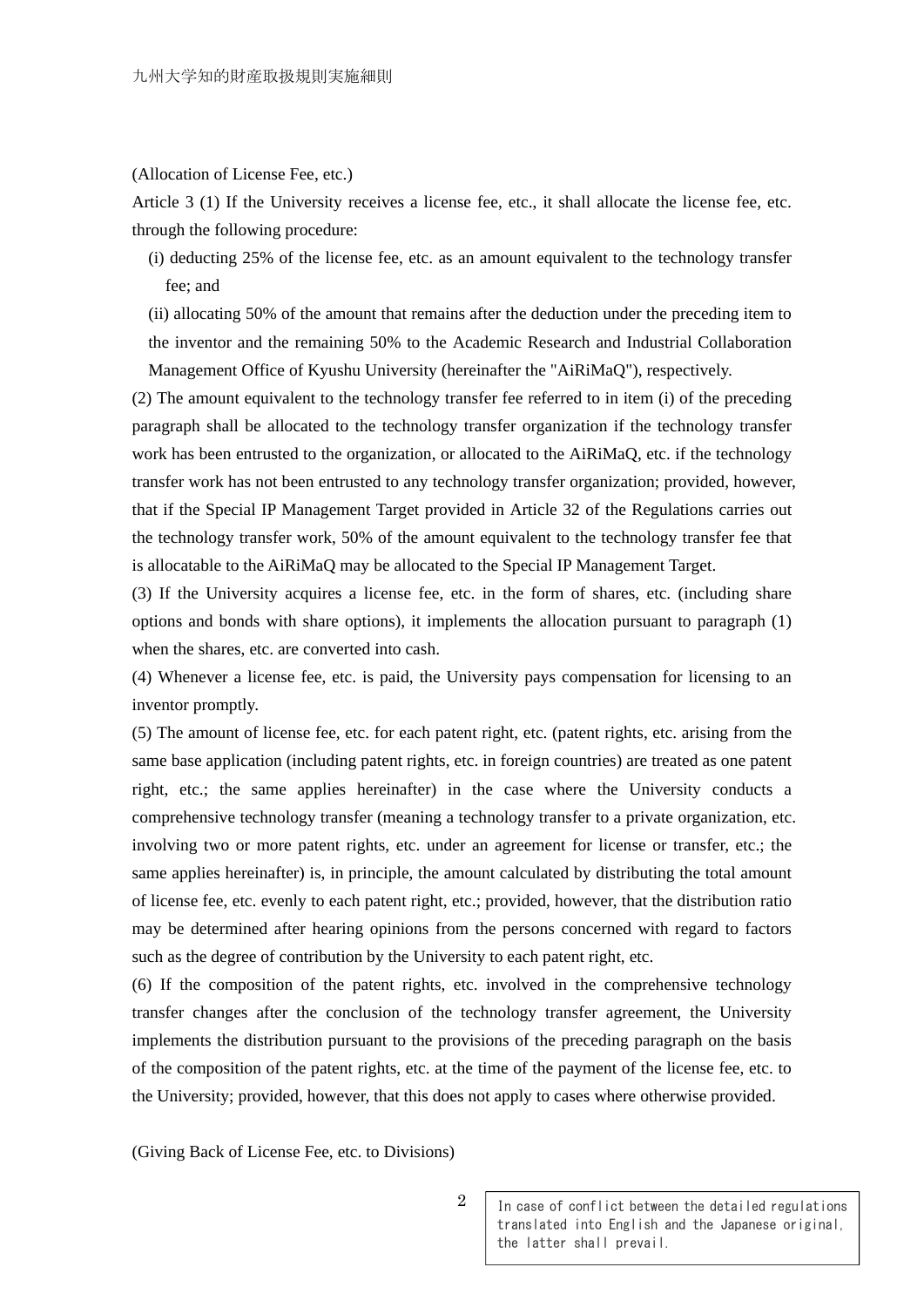(Allocation of License Fee, etc.)

Article 3 (1) If the University receives a license fee, etc., it shall allocate the license fee, etc. through the following procedure:

(i) deducting 25% of the license fee, etc. as an amount equivalent to the technology transfer fee; and

(ii) allocating 50% of the amount that remains after the deduction under the preceding item to the inventor and the remaining 50% to the Academic Research and Industrial Collaboration Management Office of Kyushu University (hereinafter the "AiRiMaQ"), respectively.

(2) The amount equivalent to the technology transfer fee referred to in item (i) of the preceding paragraph shall be allocated to the technology transfer organization if the technology transfer work has been entrusted to the organization, or allocated to the AiRiMaQ, etc. if the technology transfer work has not been entrusted to any technology transfer organization; provided, however, that if the Special IP Management Target provided in Article 32 of the Regulations carries out the technology transfer work, 50% of the amount equivalent to the technology transfer fee that is allocatable to the AiRiMaQ may be allocated to the Special IP Management Target.

(3) If the University acquires a license fee, etc. in the form of shares, etc. (including share options and bonds with share options), it implements the allocation pursuant to paragraph (1) when the shares, etc. are converted into cash.

(4) Whenever a license fee, etc. is paid, the University pays compensation for licensing to an inventor promptly.

(5) The amount of license fee, etc. for each patent right, etc. (patent rights, etc. arising from the same base application (including patent rights, etc. in foreign countries) are treated as one patent right, etc.; the same applies hereinafter) in the case where the University conducts a comprehensive technology transfer (meaning a technology transfer to a private organization, etc. involving two or more patent rights, etc. under an agreement for license or transfer, etc.; the same applies hereinafter) is, in principle, the amount calculated by distributing the total amount of license fee, etc. evenly to each patent right, etc.; provided, however, that the distribution ratio may be determined after hearing opinions from the persons concerned with regard to factors such as the degree of contribution by the University to each patent right, etc.

(6) If the composition of the patent rights, etc. involved in the comprehensive technology transfer changes after the conclusion of the technology transfer agreement, the University implements the distribution pursuant to the provisions of the preceding paragraph on the basis of the composition of the patent rights, etc. at the time of the payment of the license fee, etc. to the University; provided, however, that this does not apply to cases where otherwise provided.

(Giving Back of License Fee, etc. to Divisions)

In case of conflict between the detailed regulations translated into English and the Japanese original, the latter shall prevail.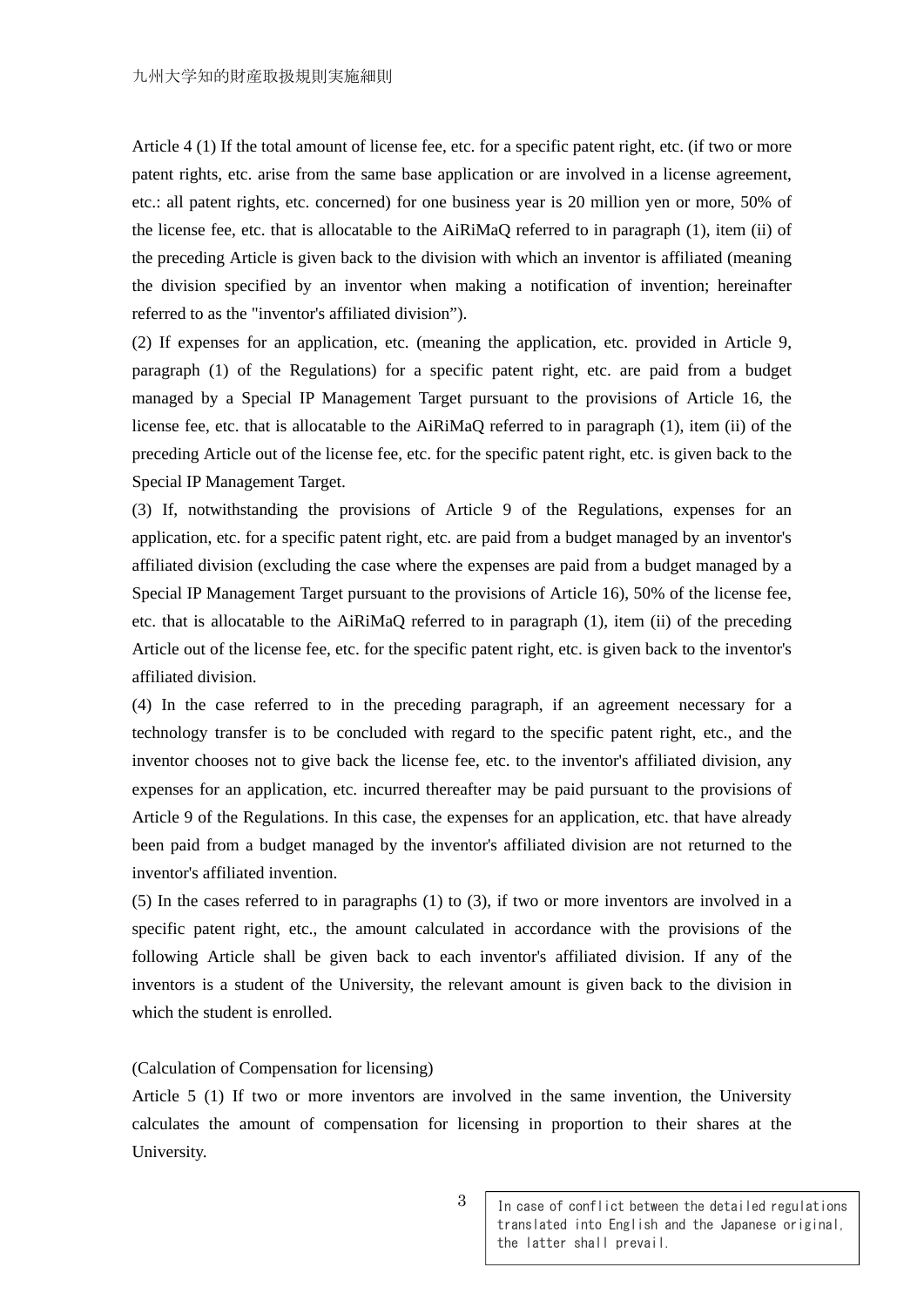Article 4 (1) If the total amount of license fee, etc. for a specific patent right, etc. (if two or more patent rights, etc. arise from the same base application or are involved in a license agreement, etc.: all patent rights, etc. concerned) for one business year is 20 million yen or more, 50% of the license fee, etc. that is allocatable to the AiRiMaQ referred to in paragraph (1), item (ii) of the preceding Article is given back to the division with which an inventor is affiliated (meaning the division specified by an inventor when making a notification of invention; hereinafter referred to as the "inventor's affiliated division”).

(2) If expenses for an application, etc. (meaning the application, etc. provided in Article 9, paragraph (1) of the Regulations) for a specific patent right, etc. are paid from a budget managed by a Special IP Management Target pursuant to the provisions of Article 16, the license fee, etc. that is allocatable to the AiRiMaQ referred to in paragraph (1), item (ii) of the preceding Article out of the license fee, etc. for the specific patent right, etc. is given back to the Special IP Management Target.

(3) If, notwithstanding the provisions of Article 9 of the Regulations, expenses for an application, etc. for a specific patent right, etc. are paid from a budget managed by an inventor's affiliated division (excluding the case where the expenses are paid from a budget managed by a Special IP Management Target pursuant to the provisions of Article 16), 50% of the license fee, etc. that is allocatable to the AiRiMaQ referred to in paragraph (1), item (ii) of the preceding Article out of the license fee, etc. for the specific patent right, etc. is given back to the inventor's affiliated division.

(4) In the case referred to in the preceding paragraph, if an agreement necessary for a technology transfer is to be concluded with regard to the specific patent right, etc., and the inventor chooses not to give back the license fee, etc. to the inventor's affiliated division, any expenses for an application, etc. incurred thereafter may be paid pursuant to the provisions of Article 9 of the Regulations. In this case, the expenses for an application, etc. that have already been paid from a budget managed by the inventor's affiliated division are not returned to the inventor's affiliated invention.

(5) In the cases referred to in paragraphs (1) to (3), if two or more inventors are involved in a specific patent right, etc., the amount calculated in accordance with the provisions of the following Article shall be given back to each inventor's affiliated division. If any of the inventors is a student of the University, the relevant amount is given back to the division in which the student is enrolled.

(Calculation of Compensation for licensing)

Article 5 (1) If two or more inventors are involved in the same invention, the University calculates the amount of compensation for licensing in proportion to their shares at the University.

In case of conflict between the detailed regulations translated into English and the Japanese original, the latter shall prevail.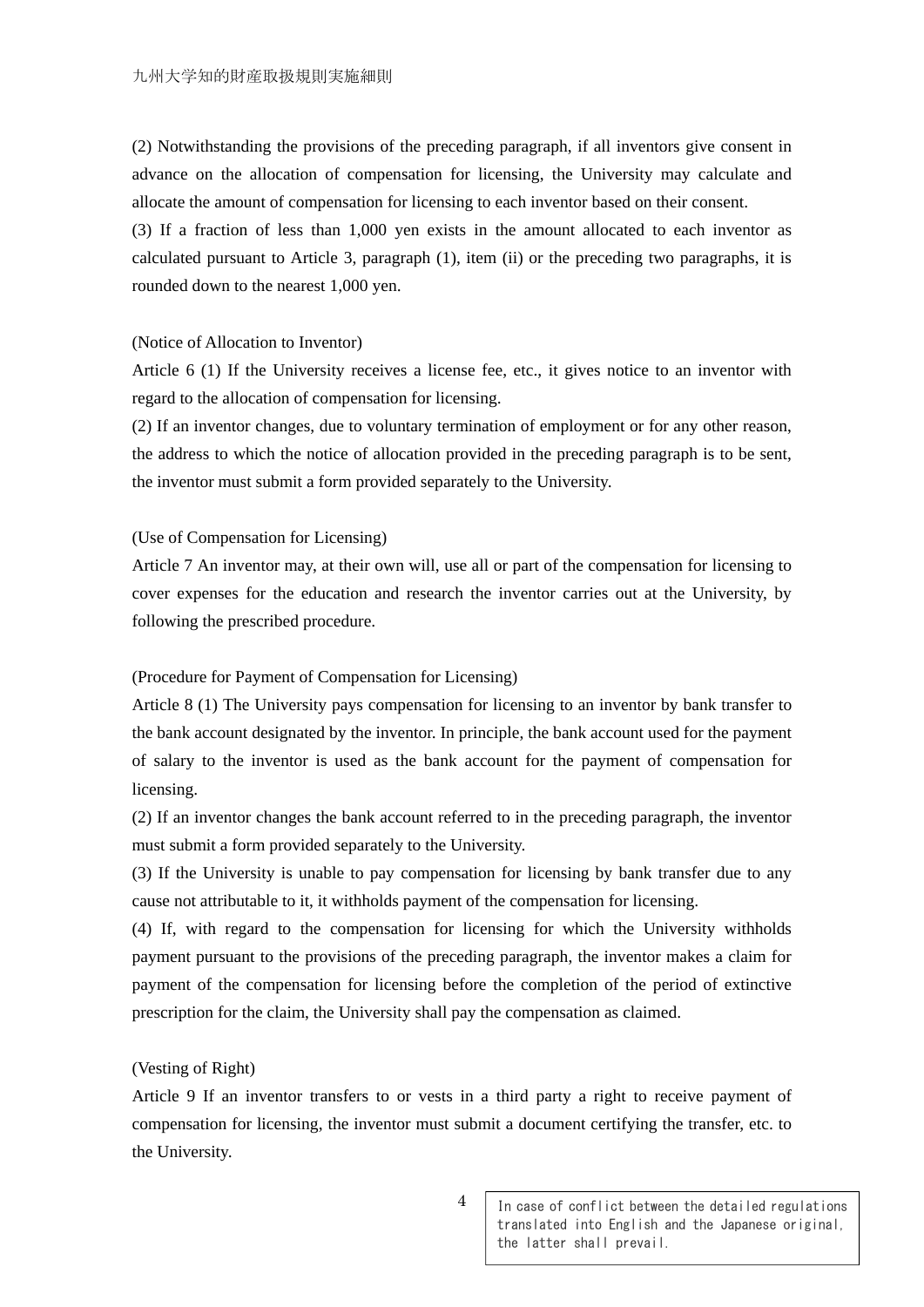(2) Notwithstanding the provisions of the preceding paragraph, if all inventors give consent in advance on the allocation of compensation for licensing, the University may calculate and allocate the amount of compensation for licensing to each inventor based on their consent.

(3) If a fraction of less than 1,000 yen exists in the amount allocated to each inventor as calculated pursuant to Article 3, paragraph (1), item (ii) or the preceding two paragraphs, it is rounded down to the nearest 1,000 yen.

(Notice of Allocation to Inventor)

Article 6 (1) If the University receives a license fee, etc., it gives notice to an inventor with regard to the allocation of compensation for licensing.

(2) If an inventor changes, due to voluntary termination of employment or for any other reason, the address to which the notice of allocation provided in the preceding paragraph is to be sent, the inventor must submit a form provided separately to the University.

(Use of Compensation for Licensing)

Article 7 An inventor may, at their own will, use all or part of the compensation for licensing to cover expenses for the education and research the inventor carries out at the University, by following the prescribed procedure.

(Procedure for Payment of Compensation for Licensing)

Article 8 (1) The University pays compensation for licensing to an inventor by bank transfer to the bank account designated by the inventor. In principle, the bank account used for the payment of salary to the inventor is used as the bank account for the payment of compensation for licensing.

(2) If an inventor changes the bank account referred to in the preceding paragraph, the inventor must submit a form provided separately to the University.

(3) If the University is unable to pay compensation for licensing by bank transfer due to any cause not attributable to it, it withholds payment of the compensation for licensing.

(4) If, with regard to the compensation for licensing for which the University withholds payment pursuant to the provisions of the preceding paragraph, the inventor makes a claim for payment of the compensation for licensing before the completion of the period of extinctive prescription for the claim, the University shall pay the compensation as claimed.

(Vesting of Right)

Article 9 If an inventor transfers to or vests in a third party a right to receive payment of compensation for licensing, the inventor must submit a document certifying the transfer, etc. to the University.

In case of conflict between the detailed regulations translated into English and the Japanese original, the latter shall prevail.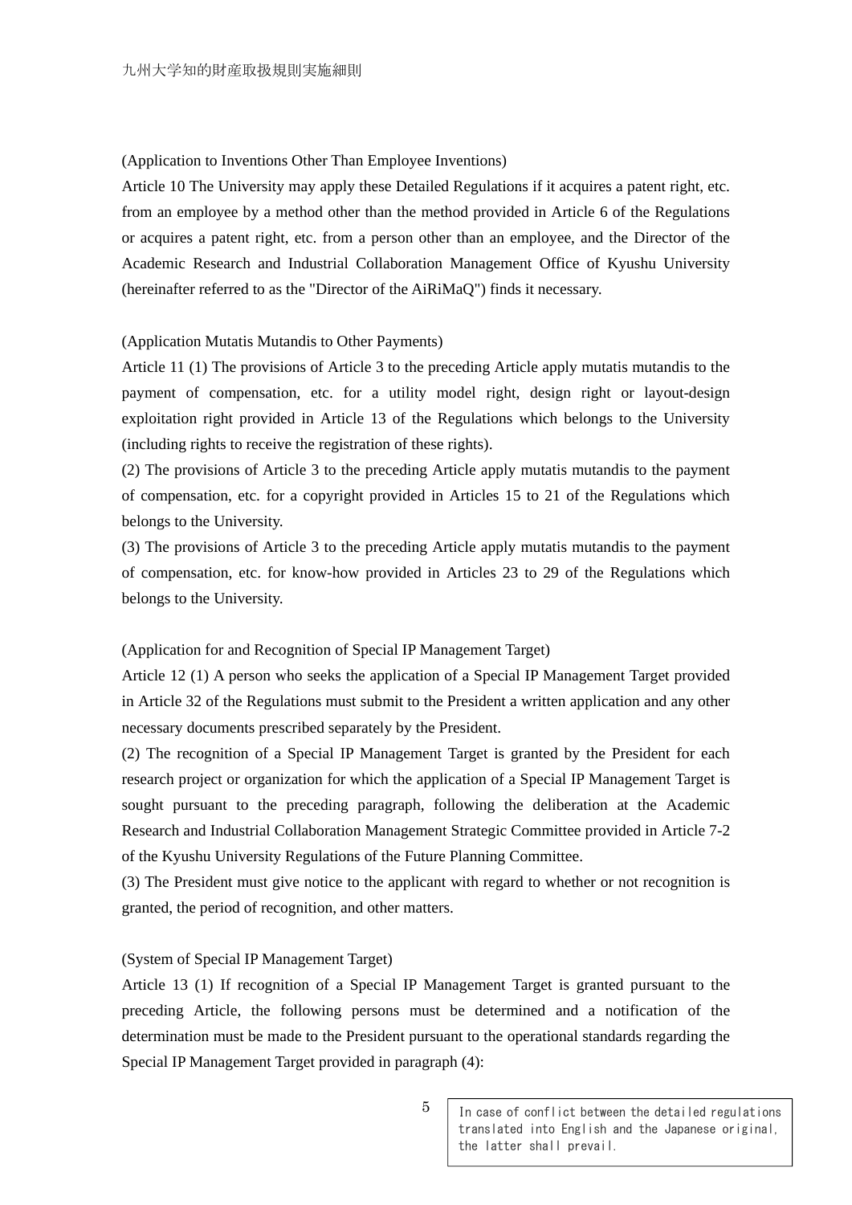(Application to Inventions Other Than Employee Inventions)

Article 10 The University may apply these Detailed Regulations if it acquires a patent right, etc. from an employee by a method other than the method provided in Article 6 of the Regulations or acquires a patent right, etc. from a person other than an employee, and the Director of the Academic Research and Industrial Collaboration Management Office of Kyushu University (hereinafter referred to as the "Director of the AiRiMaQ") finds it necessary.

(Application Mutatis Mutandis to Other Payments)

Article 11 (1) The provisions of Article 3 to the preceding Article apply mutatis mutandis to the payment of compensation, etc. for a utility model right, design right or layout-design exploitation right provided in Article 13 of the Regulations which belongs to the University (including rights to receive the registration of these rights).

(2) The provisions of Article 3 to the preceding Article apply mutatis mutandis to the payment of compensation, etc. for a copyright provided in Articles 15 to 21 of the Regulations which belongs to the University.

(3) The provisions of Article 3 to the preceding Article apply mutatis mutandis to the payment of compensation, etc. for know-how provided in Articles 23 to 29 of the Regulations which belongs to the University.

(Application for and Recognition of Special IP Management Target)

Article 12 (1) A person who seeks the application of a Special IP Management Target provided in Article 32 of the Regulations must submit to the President a written application and any other necessary documents prescribed separately by the President.

(2) The recognition of a Special IP Management Target is granted by the President for each research project or organization for which the application of a Special IP Management Target is sought pursuant to the preceding paragraph, following the deliberation at the Academic Research and Industrial Collaboration Management Strategic Committee provided in Article 7-2 of the Kyushu University Regulations of the Future Planning Committee.

(3) The President must give notice to the applicant with regard to whether or not recognition is granted, the period of recognition, and other matters.

(System of Special IP Management Target)

Article 13 (1) If recognition of a Special IP Management Target is granted pursuant to the preceding Article, the following persons must be determined and a notification of the determination must be made to the President pursuant to the operational standards regarding the Special IP Management Target provided in paragraph (4):

In case of conflict between the detailed regulations translated into English and the Japanese original, the latter shall prevail.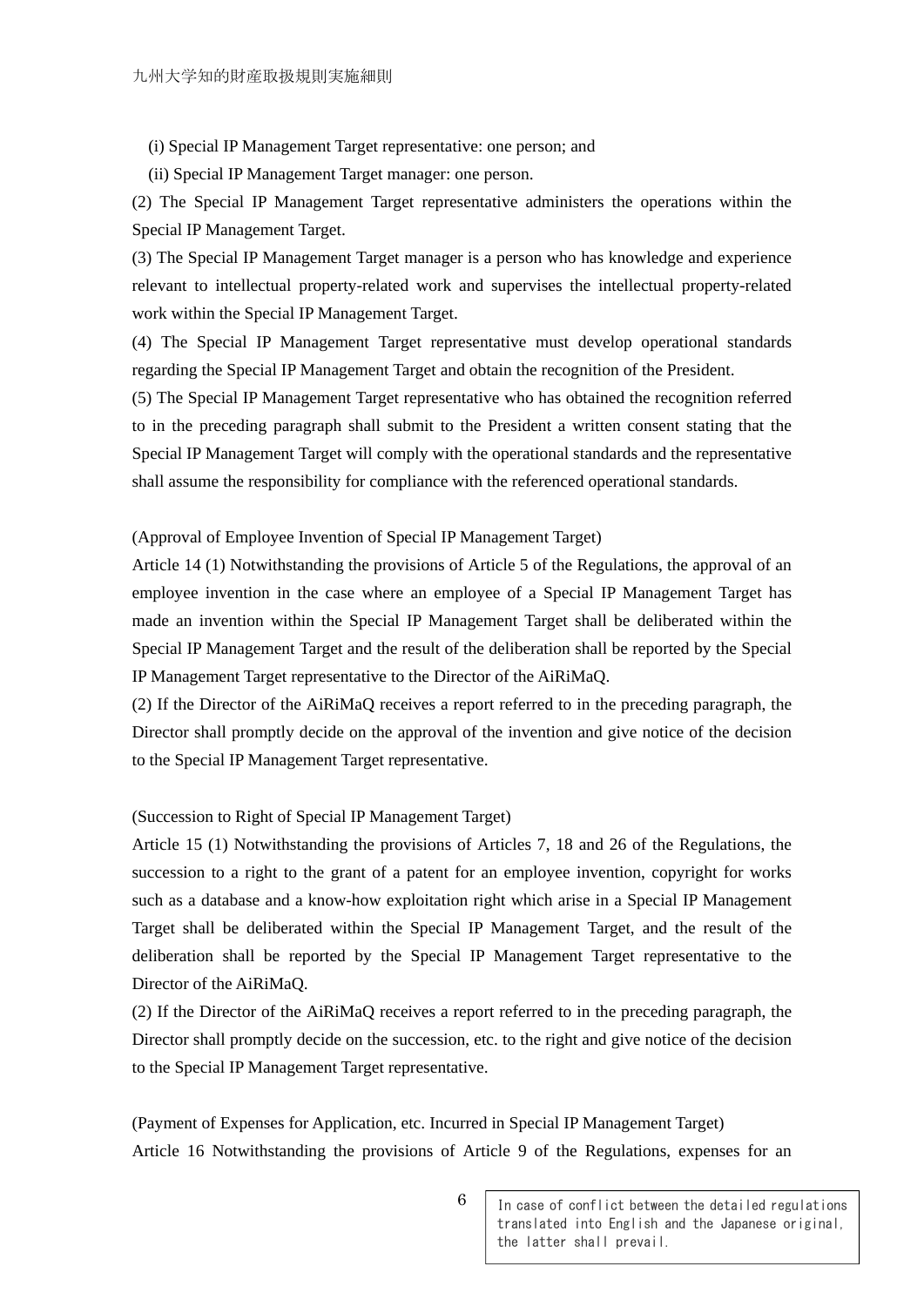(i) Special IP Management Target representative: one person; and

(ii) Special IP Management Target manager: one person.

(2) The Special IP Management Target representative administers the operations within the Special IP Management Target.

(3) The Special IP Management Target manager is a person who has knowledge and experience relevant to intellectual property-related work and supervises the intellectual property-related work within the Special IP Management Target.

(4) The Special IP Management Target representative must develop operational standards regarding the Special IP Management Target and obtain the recognition of the President.

(5) The Special IP Management Target representative who has obtained the recognition referred to in the preceding paragraph shall submit to the President a written consent stating that the Special IP Management Target will comply with the operational standards and the representative shall assume the responsibility for compliance with the referenced operational standards.

(Approval of Employee Invention of Special IP Management Target)

Article 14 (1) Notwithstanding the provisions of Article 5 of the Regulations, the approval of an employee invention in the case where an employee of a Special IP Management Target has made an invention within the Special IP Management Target shall be deliberated within the Special IP Management Target and the result of the deliberation shall be reported by the Special IP Management Target representative to the Director of the AiRiMaQ.

(2) If the Director of the AiRiMaQ receives a report referred to in the preceding paragraph, the Director shall promptly decide on the approval of the invention and give notice of the decision to the Special IP Management Target representative.

(Succession to Right of Special IP Management Target)

Article 15 (1) Notwithstanding the provisions of Articles 7, 18 and 26 of the Regulations, the succession to a right to the grant of a patent for an employee invention, copyright for works such as a database and a know-how exploitation right which arise in a Special IP Management Target shall be deliberated within the Special IP Management Target, and the result of the deliberation shall be reported by the Special IP Management Target representative to the Director of the AiRiMaQ.

(2) If the Director of the AiRiMaQ receives a report referred to in the preceding paragraph, the Director shall promptly decide on the succession, etc. to the right and give notice of the decision to the Special IP Management Target representative.

(Payment of Expenses for Application, etc. Incurred in Special IP Management Target)

Article 16 Notwithstanding the provisions of Article 9 of the Regulations, expenses for an

In case of conflict between the detailed regulations translated into English and the Japanese original, the latter shall prevail.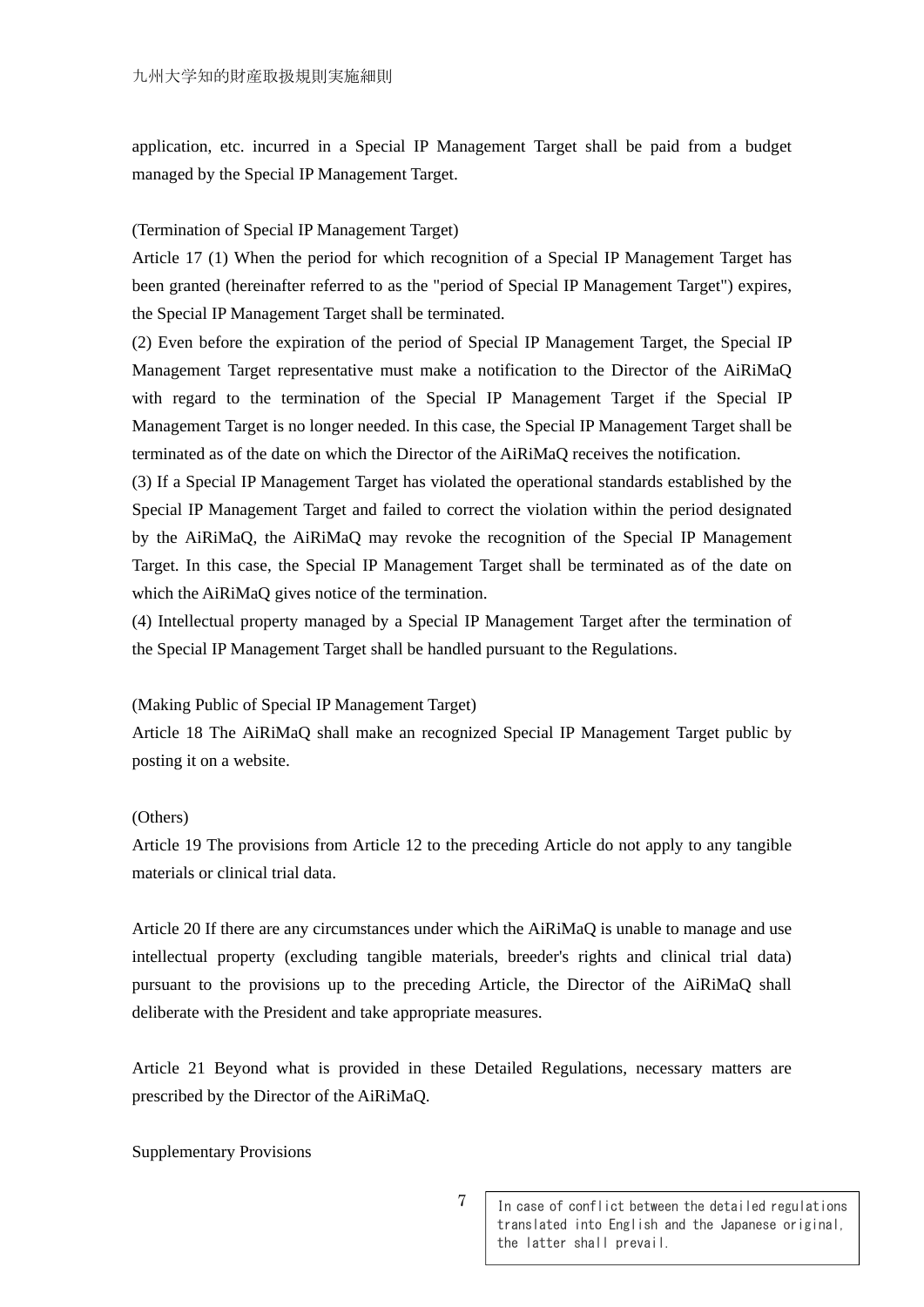application, etc. incurred in a Special IP Management Target shall be paid from a budget managed by the Special IP Management Target.

(Termination of Special IP Management Target)

Article 17 (1) When the period for which recognition of a Special IP Management Target has been granted (hereinafter referred to as the "period of Special IP Management Target") expires, the Special IP Management Target shall be terminated.

(2) Even before the expiration of the period of Special IP Management Target, the Special IP Management Target representative must make a notification to the Director of the AiRiMaQ with regard to the termination of the Special IP Management Target if the Special IP Management Target is no longer needed. In this case, the Special IP Management Target shall be terminated as of the date on which the Director of the AiRiMaQ receives the notification.

(3) If a Special IP Management Target has violated the operational standards established by the Special IP Management Target and failed to correct the violation within the period designated by the AiRiMaQ, the AiRiMaQ may revoke the recognition of the Special IP Management Target. In this case, the Special IP Management Target shall be terminated as of the date on which the AiRiMaQ gives notice of the termination.

(4) Intellectual property managed by a Special IP Management Target after the termination of the Special IP Management Target shall be handled pursuant to the Regulations.

(Making Public of Special IP Management Target)

Article 18 The AiRiMaQ shall make an recognized Special IP Management Target public by posting it on a website.

(Others)

Article 19 The provisions from Article 12 to the preceding Article do not apply to any tangible materials or clinical trial data.

Article 20 If there are any circumstances under which the AiRiMaQ is unable to manage and use intellectual property (excluding tangible materials, breeder's rights and clinical trial data) pursuant to the provisions up to the preceding Article, the Director of the AiRiMaQ shall deliberate with the President and take appropriate measures.

Article 21 Beyond what is provided in these Detailed Regulations, necessary matters are prescribed by the Director of the AiRiMaQ.

Supplementary Provisions

In case of conflict between the detailed regulations translated into English and the Japanese original, the latter shall prevail.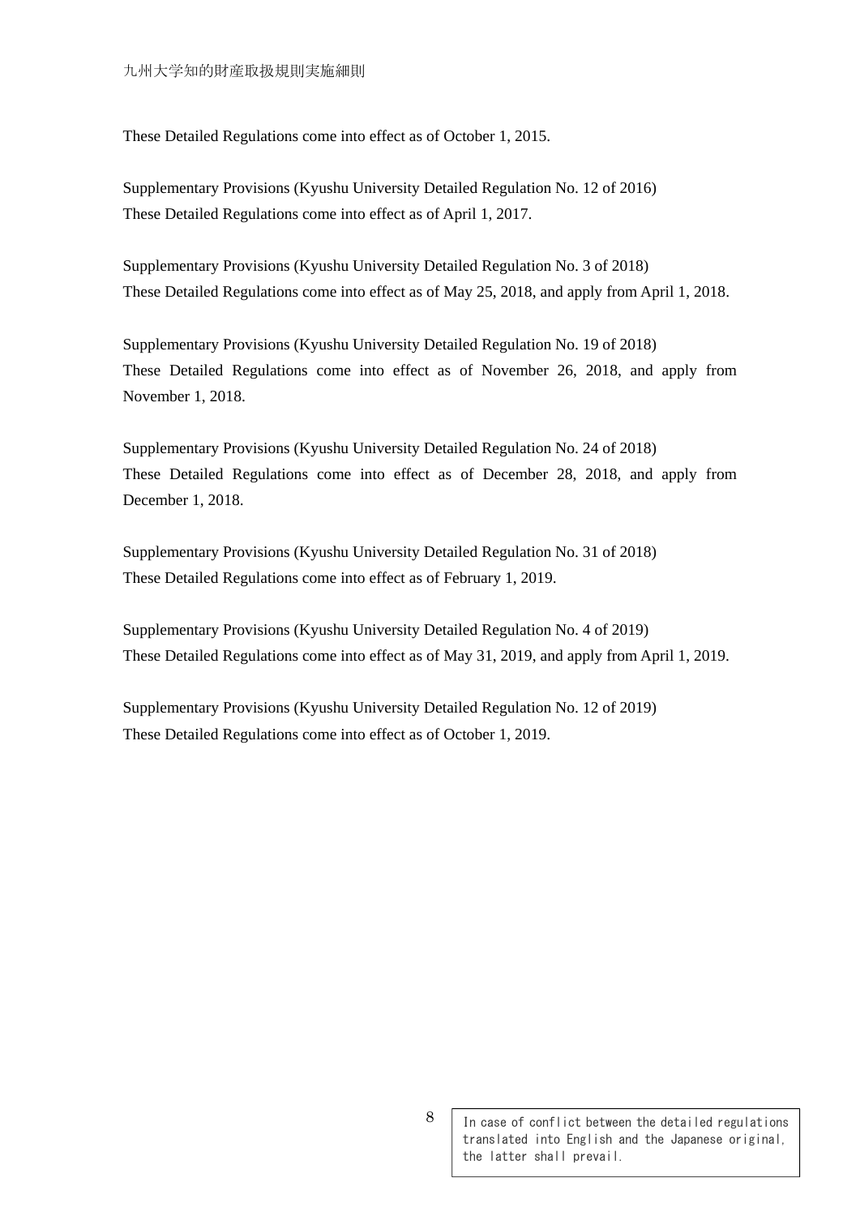These Detailed Regulations come into effect as of October 1, 2015.

Supplementary Provisions (Kyushu University Detailed Regulation No. 12 of 2016)
These Detailed Regulations come into effect as of April 1, 2017.

Supplementary Provisions (Kyushu University Detailed Regulation No. 3 of 2018)
These Detailed Regulations come into effect as of May 25, 2018, and apply from April 1, 2018.

Supplementary Provisions (Kyushu University Detailed Regulation No. 19 of 2018)
These Detailed Regulations come into effect as of November 26, 2018, and apply from November 1, 2018.

Supplementary Provisions (Kyushu University Detailed Regulation No. 24 of 2018)
These Detailed Regulations come into effect as of December 28, 2018, and apply from December 1, 2018.

Supplementary Provisions (Kyushu University Detailed Regulation No. 31 of 2018)
These Detailed Regulations come into effect as of February 1, 2019.

Supplementary Provisions (Kyushu University Detailed Regulation No. 4 of 2019)
These Detailed Regulations come into effect as of May 31, 2019, and apply from April 1, 2019.

Supplementary Provisions (Kyushu University Detailed Regulation No. 12 of 2019)
These Detailed Regulations come into effect as of October 1, 2019.